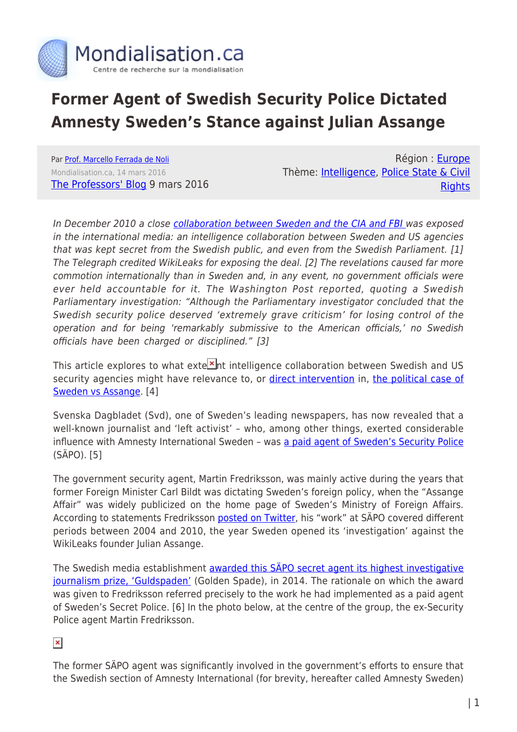# Former Agent of Swedish Security Police Dictated Amnesty Sweden's Stance against Julian Assange

Par Prof. Marcello Ferrada de Noli
Mondialisation.ca, 14 mars 2016
The Professors' Blog 9 mars 2016

Région : Europe
Thème: Intelligence, Police State & Civil Rights

*In December 2010 a close collaboration between Sweden and the CIA and FBI was exposed in the international media: an intelligence collaboration between Sweden and US agencies that was kept secret from the Swedish public, and even from the Swedish Parliament. [1] The Telegraph credited WikiLeaks for exposing the deal. [2] The revelations caused far more commotion internationally than in Sweden and, in any event, no government officials were ever held accountable for it. The Washington Post reported, quoting a Swedish Parliamentary investigation: "Although the Parliamentary investigator concluded that the Swedish security police deserved 'extremely grave criticism' for losing control of the operation and for being 'remarkably submissive to the American officials,' no Swedish officials have been charged or disciplined." [3]*

This article explores to what extent intelligence collaboration between Swedish and US security agencies might have relevance to, or direct intervention in, the political case of Sweden vs Assange. [4]

Svenska Dagbladet (Svd), one of Sweden's leading newspapers, has now revealed that a well-known journalist and 'left activist' – who, among other things, exerted considerable influence with Amnesty International Sweden – was a paid agent of Sweden's Security Police (SÄPO). [5]

The government security agent, Martin Fredriksson, was mainly active during the years that former Foreign Minister Carl Bildt was dictating Sweden's foreign policy, when the "Assange Affair" was widely publicized on the home page of Sweden's Ministry of Foreign Affairs. According to statements Fredriksson posted on Twitter, his "work" at SÄPO covered different periods between 2004 and 2010, the year Sweden opened its 'investigation' against the WikiLeaks founder Julian Assange.

The Swedish media establishment awarded this SÄPO secret agent its highest investigative journalism prize, 'Guldspaden' (Golden Spade), in 2014. The rationale on which the award was given to Fredriksson referred precisely to the work he had implemented as a paid agent of Sweden's Secret Police. [6] In the photo below, at the centre of the group, the ex-Security Police agent Martin Fredriksson.

The former SÄPO agent was significantly involved in the government's efforts to ensure that the Swedish section of Amnesty International (for brevity, hereafter called Amnesty Sweden)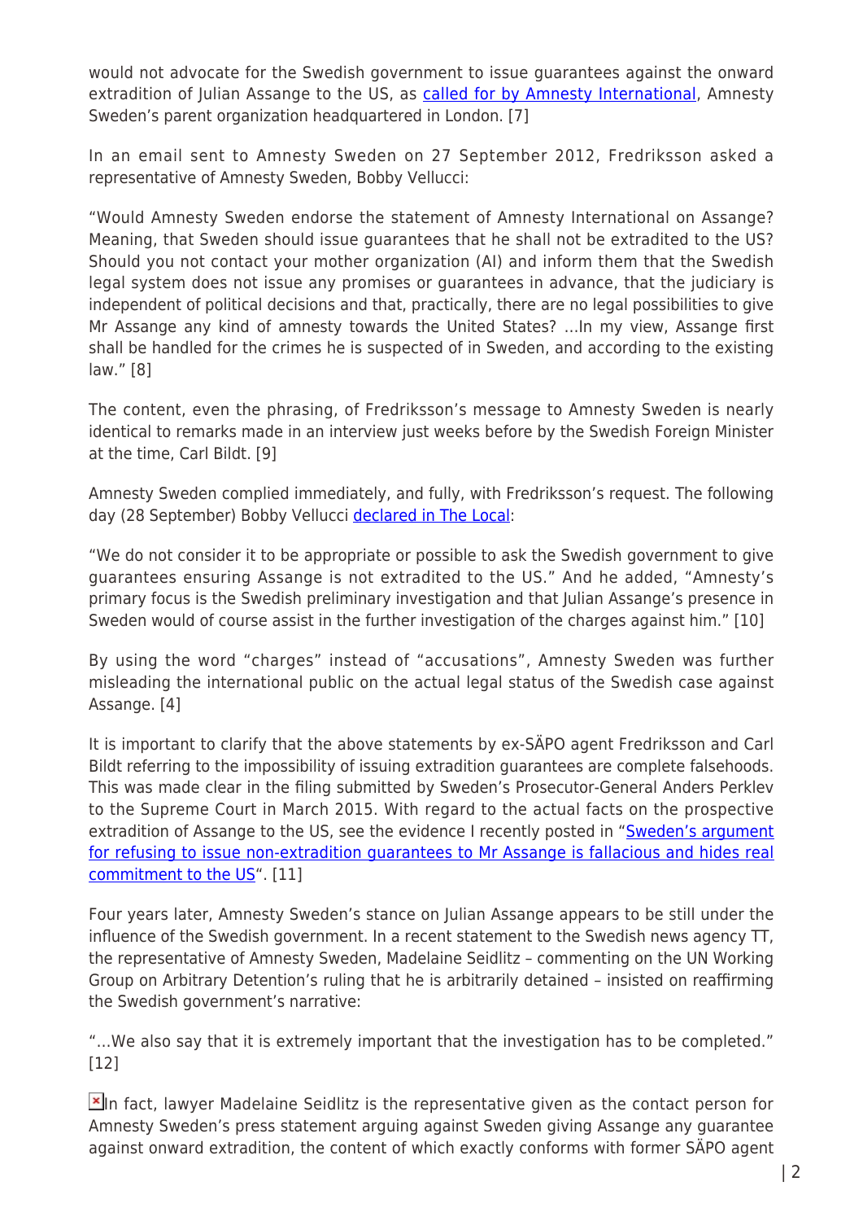would not advocate for the Swedish government to issue guarantees against the onward extradition of Julian Assange to the US, as called for by Amnesty International, Amnesty Sweden's parent organization headquartered in London. [7]

In an email sent to Amnesty Sweden on 27 September 2012, Fredriksson asked a representative of Amnesty Sweden, Bobby Vellucci:

"Would Amnesty Sweden endorse the statement of Amnesty International on Assange? Meaning, that Sweden should issue guarantees that he shall not be extradited to the US? Should you not contact your mother organization (AI) and inform them that the Swedish legal system does not issue any promises or guarantees in advance, that the judiciary is independent of political decisions and that, practically, there are no legal possibilities to give Mr Assange any kind of amnesty towards the United States? …In my view, Assange first shall be handled for the crimes he is suspected of in Sweden, and according to the existing law." [8]

The content, even the phrasing, of Fredriksson's message to Amnesty Sweden is nearly identical to remarks made in an interview just weeks before by the Swedish Foreign Minister at the time, Carl Bildt. [9]

Amnesty Sweden complied immediately, and fully, with Fredriksson's request. The following day (28 September) Bobby Vellucci declared in The Local:

"We do not consider it to be appropriate or possible to ask the Swedish government to give guarantees ensuring Assange is not extradited to the US." And he added, "Amnesty's primary focus is the Swedish preliminary investigation and that Julian Assange's presence in Sweden would of course assist in the further investigation of the charges against him." [10]

By using the word "charges" instead of "accusations", Amnesty Sweden was further misleading the international public on the actual legal status of the Swedish case against Assange. [4]

It is important to clarify that the above statements by ex-SÄPO agent Fredriksson and Carl Bildt referring to the impossibility of issuing extradition guarantees are complete falsehoods. This was made clear in the filing submitted by Sweden's Prosecutor-General Anders Perklev to the Supreme Court in March 2015. With regard to the actual facts on the prospective extradition of Assange to the US, see the evidence I recently posted in "Sweden's argument for refusing to issue non-extradition guarantees to Mr Assange is fallacious and hides real commitment to the US". [11]

Four years later, Amnesty Sweden's stance on Julian Assange appears to be still under the influence of the Swedish government. In a recent statement to the Swedish news agency TT, the representative of Amnesty Sweden, Madelaine Seidlitz – commenting on the UN Working Group on Arbitrary Detention's ruling that he is arbitrarily detained – insisted on reaffirming the Swedish government's narrative:

"…We also say that it is extremely important that the investigation has to be completed." [12]

In fact, lawyer Madelaine Seidlitz is the representative given as the contact person for Amnesty Sweden's press statement arguing against Sweden giving Assange any guarantee against onward extradition, the content of which exactly conforms with former SÄPO agent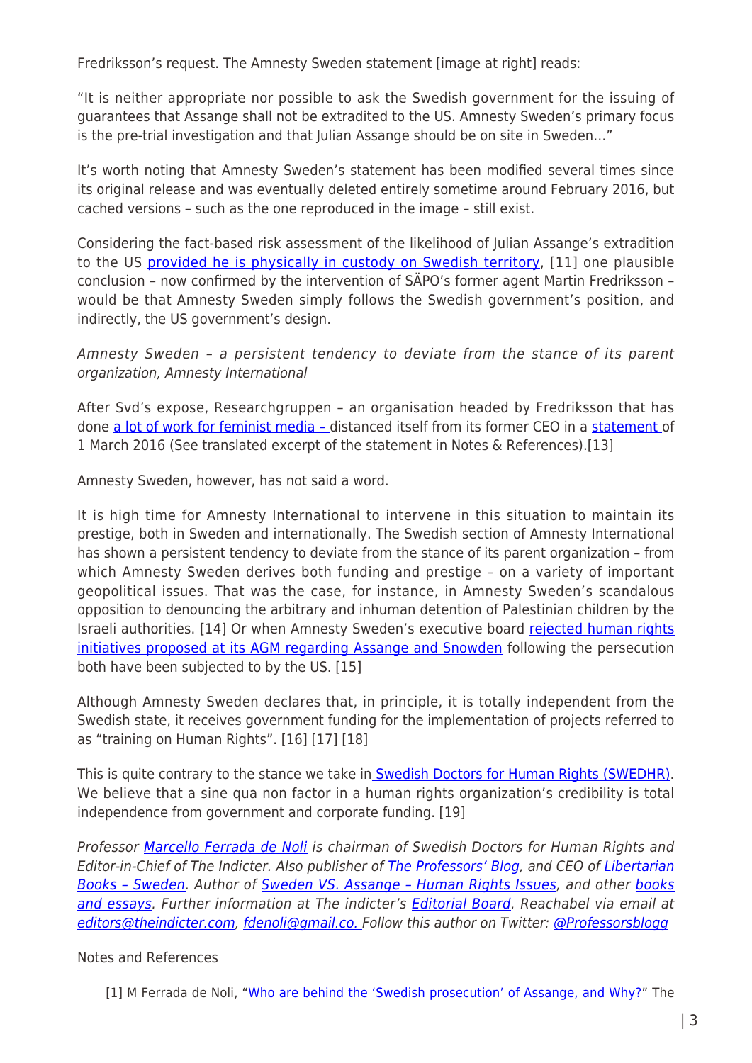Fredriksson's request. The Amnesty Sweden statement [image at right] reads:

"It is neither appropriate nor possible to ask the Swedish government for the issuing of guarantees that Assange shall not be extradited to the US. Amnesty Sweden's primary focus is the pre-trial investigation and that Julian Assange should be on site in Sweden…"

It's worth noting that Amnesty Sweden's statement has been modified several times since its original release and was eventually deleted entirely sometime around February 2016, but cached versions – such as the one reproduced in the image – still exist.

Considering the fact-based risk assessment of the likelihood of Julian Assange's extradition to the US provided he is physically in custody on Swedish territory, [11] one plausible conclusion – now confirmed by the intervention of SÄPO's former agent Martin Fredriksson – would be that Amnesty Sweden simply follows the Swedish government's position, and indirectly, the US government's design.

*Amnesty Sweden – a persistent tendency to deviate from the stance of its parent organization, Amnesty International*

After Svd's expose, Researchgruppen – an organisation headed by Fredriksson that has done a lot of work for feminist media – distanced itself from its former CEO in a statement of 1 March 2016 (See translated excerpt of the statement in Notes & References).[13]

Amnesty Sweden, however, has not said a word.

It is high time for Amnesty International to intervene in this situation to maintain its prestige, both in Sweden and internationally. The Swedish section of Amnesty International has shown a persistent tendency to deviate from the stance of its parent organization – from which Amnesty Sweden derives both funding and prestige – on a variety of important geopolitical issues. That was the case, for instance, in Amnesty Sweden's scandalous opposition to denouncing the arbitrary and inhuman detention of Palestinian children by the Israeli authorities. [14] Or when Amnesty Sweden's executive board rejected human rights initiatives proposed at its AGM regarding Assange and Snowden following the persecution both have been subjected to by the US. [15]

Although Amnesty Sweden declares that, in principle, it is totally independent from the Swedish state, it receives government funding for the implementation of projects referred to as "training on Human Rights". [16] [17] [18]

This is quite contrary to the stance we take in Swedish Doctors for Human Rights (SWEDHR). We believe that a sine qua non factor in a human rights organization's credibility is total independence from government and corporate funding. [19]

*Professor Marcello Ferrada de Noli is chairman of Swedish Doctors for Human Rights and Editor-in-Chief of The Indicter. Also publisher of The Professors' Blog, and CEO of Libertarian Books – Sweden. Author of Sweden VS. Assange – Human Rights Issues, and other books and essays. Further information at The indicter's Editorial Board. Reachabel via email at editors@theindicter.com, fdenoli@gmail.co. Follow this author on Twitter: @Professorsblogg*

Notes and References

[1] M Ferrada de Noli, "Who are behind the 'Swedish prosecution' of Assange, and Why?" The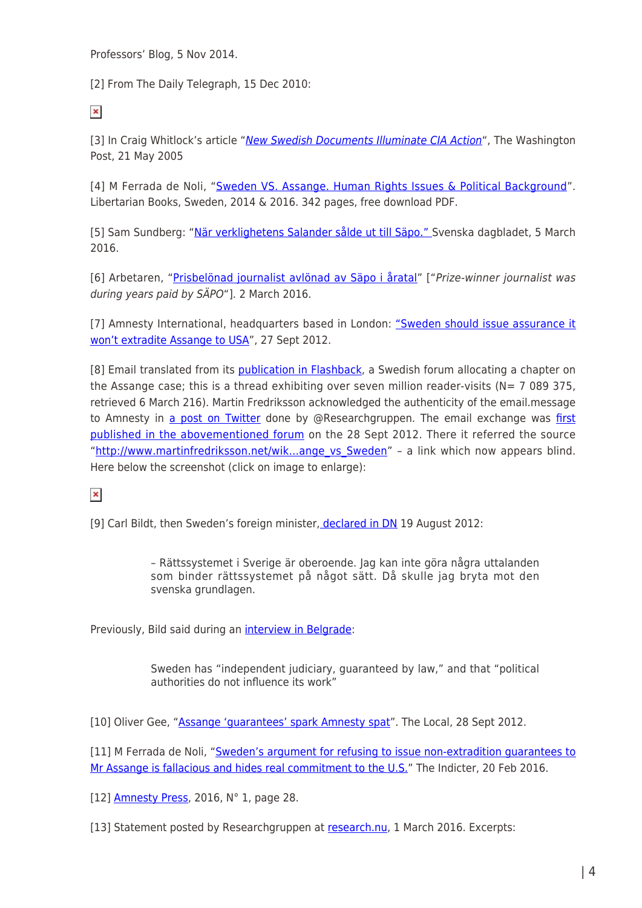Professors' Blog, 5 Nov 2014.

[2] From The Daily Telegraph, 15 Dec 2010:

[3] In Craig Whitlock's article "*New Swedish Documents Illuminate CIA Action*", The Washington Post, 21 May 2005

[4] M Ferrada de Noli, "Sweden VS. Assange. Human Rights Issues & Political Background". Libertarian Books, Sweden, 2014 & 2016. 342 pages, free download PDF.

[5] Sam Sundberg: "När verklighetens Salander sålde ut till Säpo." Svenska dagbladet, 5 March 2016.

[6] Arbetaren, "Prisbelönad journalist avlönad av Säpo i åratal" ["*Prize-winner journalist was during years paid by SÄPO*"]. 2 March 2016.

[7] Amnesty International, headquarters based in London: "Sweden should issue assurance it won't extradite Assange to USA", 27 Sept 2012.

[8] Email translated from its publication in Flashback, a Swedish forum allocating a chapter on the Assange case; this is a thread exhibiting over seven million reader-visits (N= 7 089 375, retrieved 6 March 216). Martin Fredriksson acknowledged the authenticity of the email.message to Amnesty in a post on Twitter done by @Researchgruppen. The email exchange was first published in the abovementioned forum on the 28 Sept 2012. There it referred the source "http://www.martinfredriksson.net/wik...ange_vs_Sweden" – a link which now appears blind. Here below the screenshot (click on image to enlarge):

[9] Carl Bildt, then Sweden's foreign minister, declared in DN 19 August 2012:

> – Rättssystemet i Sverige är oberoende. Jag kan inte göra några uttalanden som binder rättssystemet på något sätt. Då skulle jag bryta mot den svenska grundlagen.

Previously, Bild said during an interview in Belgrade:

> Sweden has "independent judiciary, guaranteed by law," and that "political authorities do not influence its work"

[10] Oliver Gee, "Assange 'guarantees' spark Amnesty spat". The Local, 28 Sept 2012.

[11] M Ferrada de Noli, "Sweden's argument for refusing to issue non-extradition guarantees to Mr Assange is fallacious and hides real commitment to the U.S." The Indicter, 20 Feb 2016.

[12] Amnesty Press, 2016, N° 1, page 28.

[13] Statement posted by Researchgruppen at research.nu, 1 March 2016. Excerpts: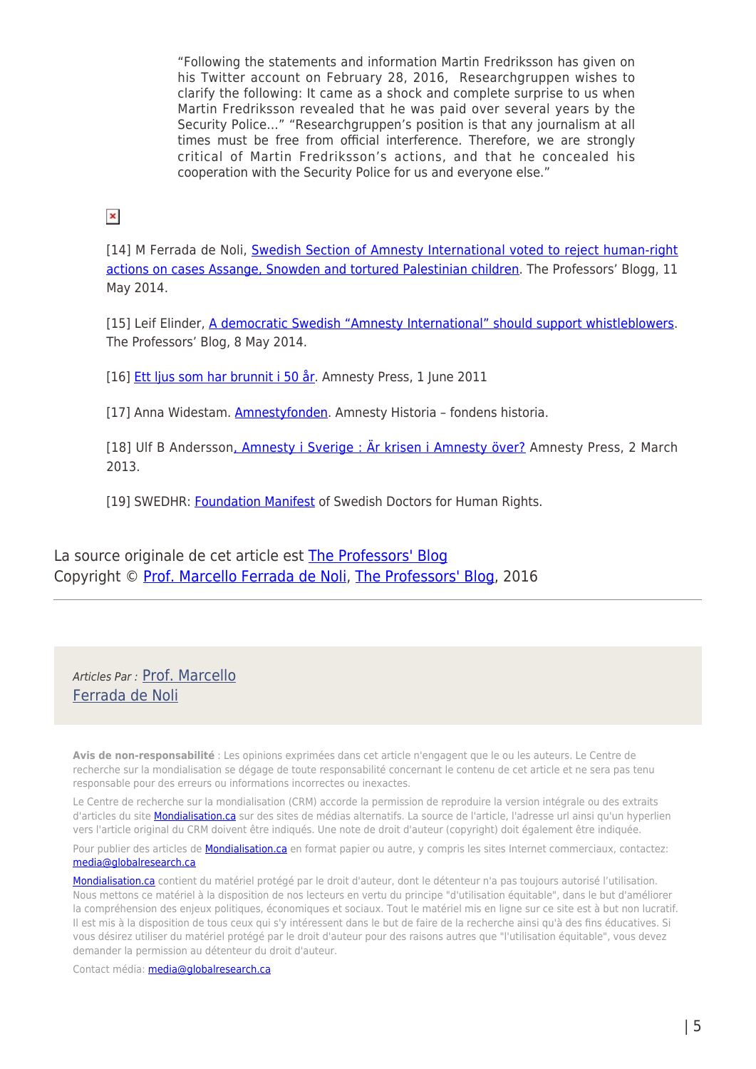> "Following the statements and information Martin Fredriksson has given on his Twitter account on February 28, 2016, Researchgruppen wishes to clarify the following: It came as a shock and complete surprise to us when Martin Fredriksson revealed that he was paid over several years by the Security Police…" "Researchgruppen's position is that any journalism at all times must be free from official interference. Therefore, we are strongly critical of Martin Fredriksson's actions, and that he concealed his cooperation with the Security Police for us and everyone else."

[14] M Ferrada de Noli, Swedish Section of Amnesty International voted to reject human-right actions on cases Assange, Snowden and tortured Palestinian children. The Professors' Blogg, 11 May 2014.

[15] Leif Elinder, A democratic Swedish "Amnesty International" should support whistleblowers. The Professors' Blog, 8 May 2014.

[16] Ett ljus som har brunnit i 50 år. Amnesty Press, 1 June 2011

[17] Anna Widestam. Amnestyfonden. Amnesty Historia – fondens historia.

[18] Ulf B Andersson, Amnesty i Sverige : Är krisen i Amnesty över? Amnesty Press, 2 March 2013.

[19] SWEDHR: Foundation Manifest of Swedish Doctors for Human Rights.

La source originale de cet article est The Professors' Blog
Copyright © Prof. Marcello Ferrada de Noli, The Professors' Blog, 2016

---

*Articles Par :* Prof. Marcello Ferrada de Noli

**Avis de non-responsabilité** : Les opinions exprimées dans cet article n'engagent que le ou les auteurs. Le Centre de recherche sur la mondialisation se dégage de toute responsabilité concernant le contenu de cet article et ne sera pas tenu responsable pour des erreurs ou informations incorrectes ou inexactes.

Le Centre de recherche sur la mondialisation (CRM) accorde la permission de reproduire la version intégrale ou des extraits d'articles du site Mondialisation.ca sur des sites de médias alternatifs. La source de l'article, l'adresse url ainsi qu'un hyperlien vers l'article original du CRM doivent être indiqués. Une note de droit d'auteur (copyright) doit également être indiquée.

Pour publier des articles de Mondialisation.ca en format papier ou autre, y compris les sites Internet commerciaux, contactez: media@globalresearch.ca

Mondialisation.ca contient du matériel protégé par le droit d'auteur, dont le détenteur n'a pas toujours autorisé l'utilisation. Nous mettons ce matériel à la disposition de nos lecteurs en vertu du principe "d'utilisation équitable", dans le but d'améliorer la compréhension des enjeux politiques, économiques et sociaux. Tout le matériel mis en ligne sur ce site est à but non lucratif. Il est mis à la disposition de tous ceux qui s'y intéressent dans le but de faire de la recherche ainsi qu'à des fins éducatives. Si vous désirez utiliser du matériel protégé par le droit d'auteur pour des raisons autres que "l'utilisation équitable", vous devez demander la permission au détenteur du droit d'auteur.

Contact média: media@globalresearch.ca